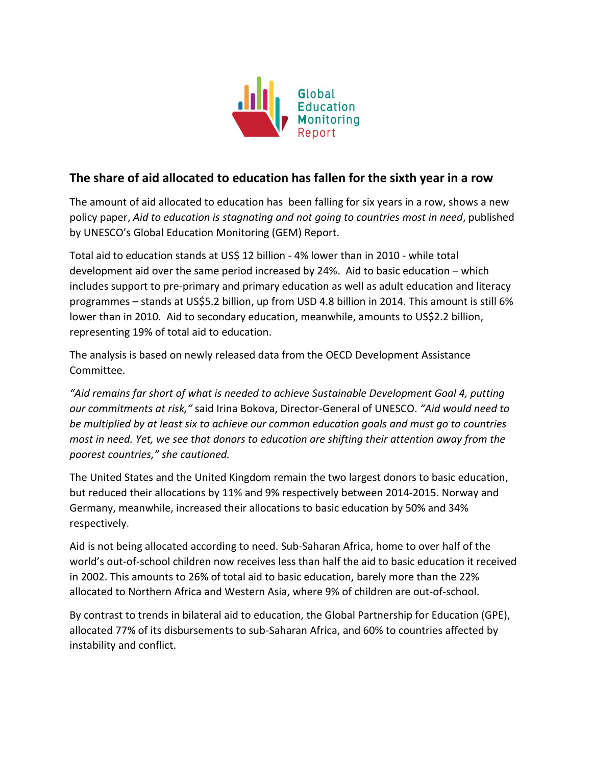Global Education Monitoring Report

## The share of aid allocated to education has fallen for the sixth year in a row

The amount of aid allocated to education has been falling for six years in a row, shows a new policy paper, *Aid to education is stagnating and not going to countries most in need*, published by UNESCO's Global Education Monitoring (GEM) Report.

Total aid to education stands at US$ 12 billion - 4% lower than in 2010 - while total development aid over the same period increased by 24%. Aid to basic education – which includes support to pre-primary and primary education as well as adult education and literacy programmes – stands at US$5.2 billion, up from USD 4.8 billion in 2014. This amount is still 6% lower than in 2010. Aid to secondary education, meanwhile, amounts to US$2.2 billion, representing 19% of total aid to education.

The analysis is based on newly released data from the OECD Development Assistance Committee.

*"Aid remains far short of what is needed to achieve Sustainable Development Goal 4, putting our commitments at risk,"* said Irina Bokova, Director-General of UNESCO. *"Aid would need to be multiplied by at least six to achieve our common education goals and must go to countries most in need. Yet, we see that donors to education are shifting their attention away from the poorest countries," she cautioned.*

The United States and the United Kingdom remain the two largest donors to basic education, but reduced their allocations by 11% and 9% respectively between 2014-2015. Norway and Germany, meanwhile, increased their allocations to basic education by 50% and 34% respectively.

Aid is not being allocated according to need. Sub-Saharan Africa, home to over half of the world's out-of-school children now receives less than half the aid to basic education it received in 2002. This amounts to 26% of total aid to basic education, barely more than the 22% allocated to Northern Africa and Western Asia, where 9% of children are out-of-school.

By contrast to trends in bilateral aid to education, the Global Partnership for Education (GPE), allocated 77% of its disbursements to sub-Saharan Africa, and 60% to countries affected by instability and conflict.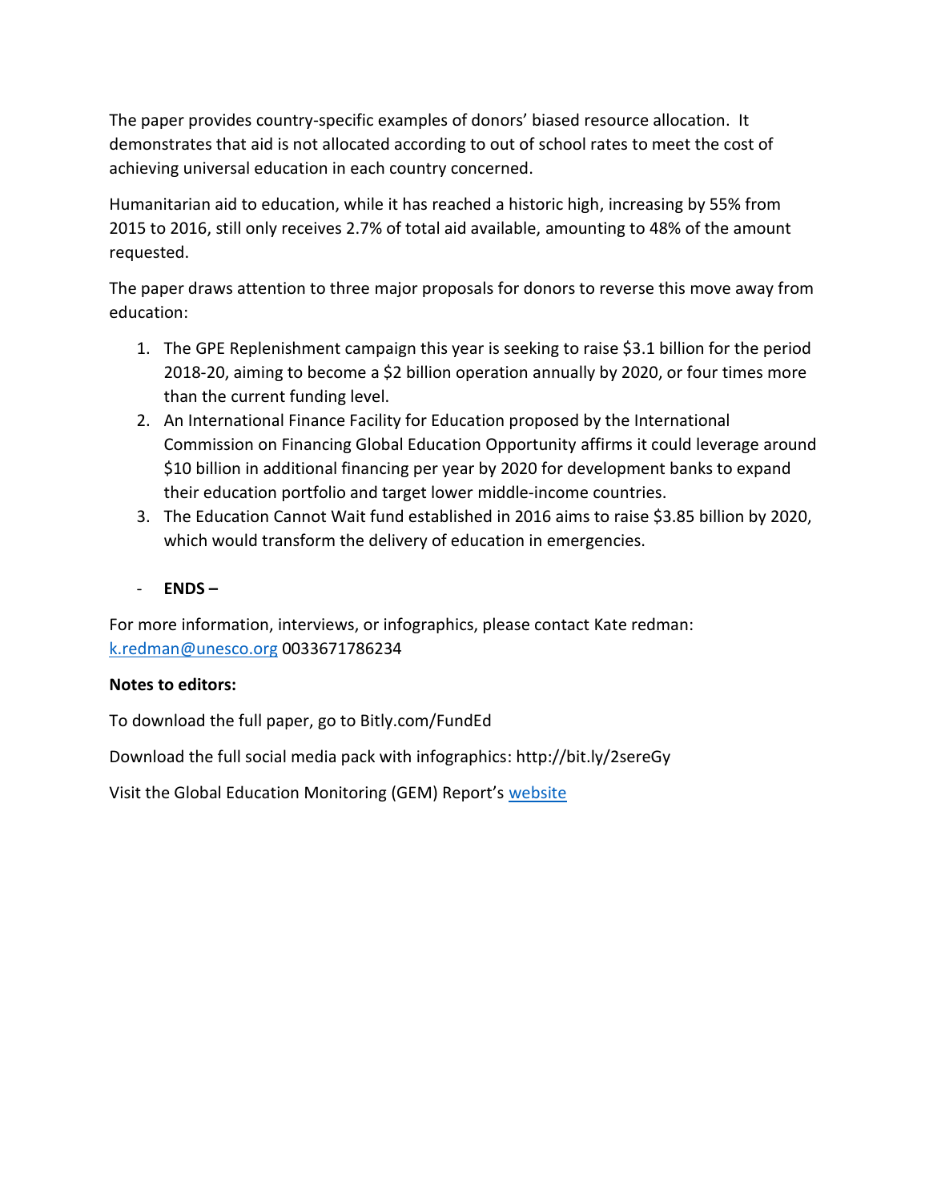The paper provides country-specific examples of donors' biased resource allocation. It demonstrates that aid is not allocated according to out of school rates to meet the cost of achieving universal education in each country concerned.

Humanitarian aid to education, while it has reached a historic high, increasing by 55% from 2015 to 2016, still only receives 2.7% of total aid available, amounting to 48% of the amount requested.

The paper draws attention to three major proposals for donors to reverse this move away from education:

1. The GPE Replenishment campaign this year is seeking to raise $3.1 billion for the period 2018-20, aiming to become a $2 billion operation annually by 2020, or four times more than the current funding level.
2. An International Finance Facility for Education proposed by the International Commission on Financing Global Education Opportunity affirms it could leverage around $10 billion in additional financing per year by 2020 for development banks to expand their education portfolio and target lower middle-income countries.
3. The Education Cannot Wait fund established in 2016 aims to raise $3.85 billion by 2020, which would transform the delivery of education in emergencies.

- **ENDS –**

For more information, interviews, or infographics, please contact Kate redman: k.redman@unesco.org 0033671786234

**Notes to editors:**

To download the full paper, go to Bitly.com/FundEd

Download the full social media pack with infographics: http://bit.ly/2sereGy

Visit the Global Education Monitoring (GEM) Report's website